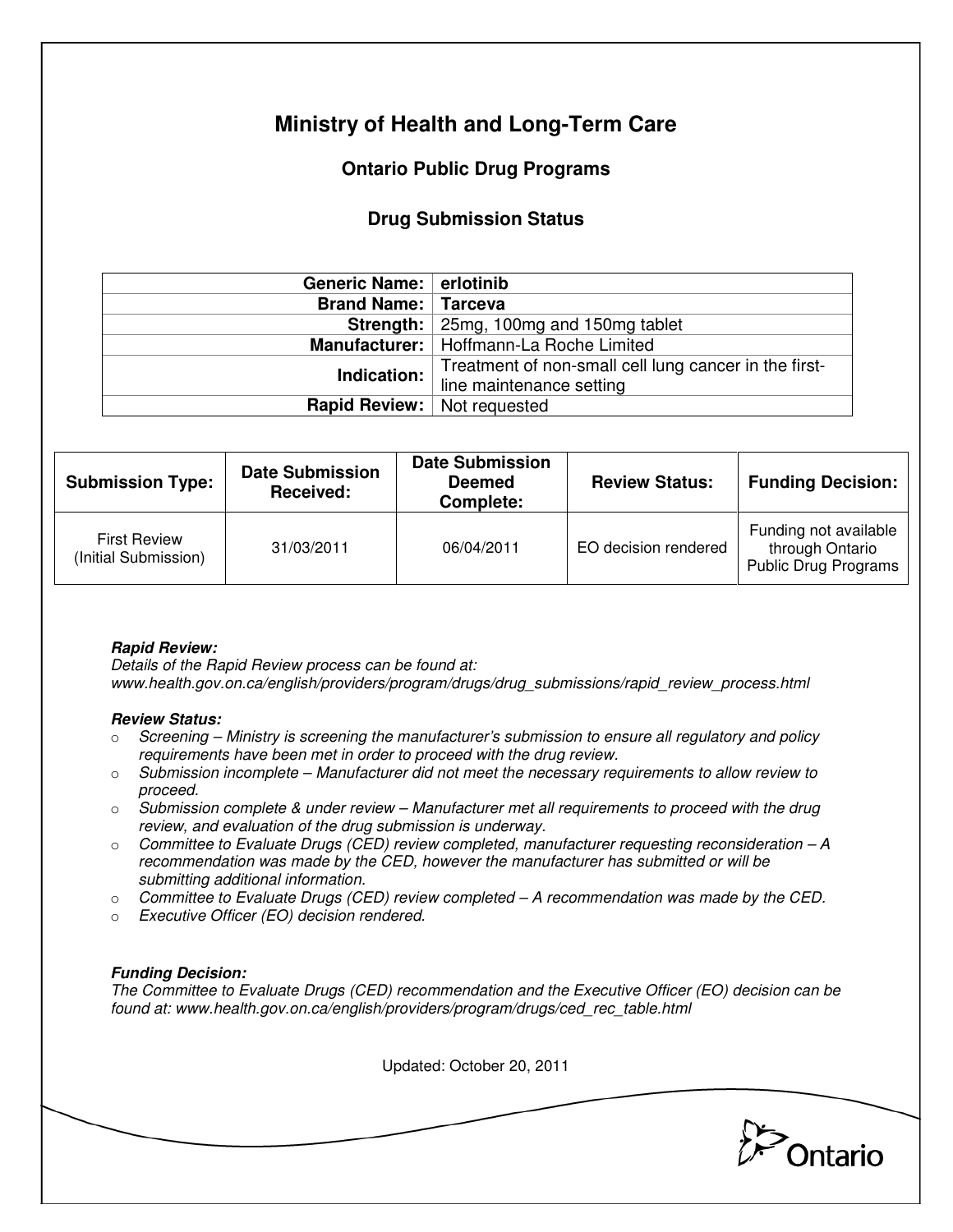# Ministry of Health and Long-Term Care

## Ontario Public Drug Programs

### Drug Submission Status

| | |
|---|---|
| **Generic Name:** | **erlotinib** |
| **Brand Name:** | **Tarceva** |
| **Strength:** | 25mg, 100mg and 150mg tablet |
| **Manufacturer:** | Hoffmann-La Roche Limited |
| **Indication:** | Treatment of non-small cell lung cancer in the first-line maintenance setting |
| **Rapid Review:** | Not requested |

| Submission Type: | Date Submission Received: | Date Submission Deemed Complete: | Review Status: | Funding Decision: |
|---|---|---|---|---|
| First Review (Initial Submission) | 31/03/2011 | 06/04/2011 | EO decision rendered | Funding not available through Ontario Public Drug Programs |

***Rapid Review:***
*Details of the Rapid Review process can be found at:*
*www.health.gov.on.ca/english/providers/program/drugs/drug_submissions/rapid_review_process.html*

***Review Status:***

- *Screening – Ministry is screening the manufacturer's submission to ensure all regulatory and policy requirements have been met in order to proceed with the drug review.*
- *Submission incomplete – Manufacturer did not meet the necessary requirements to allow review to proceed.*
- *Submission complete & under review – Manufacturer met all requirements to proceed with the drug review, and evaluation of the drug submission is underway.*
- *Committee to Evaluate Drugs (CED) review completed, manufacturer requesting reconsideration – A recommendation was made by the CED, however the manufacturer has submitted or will be submitting additional information.*
- *Committee to Evaluate Drugs (CED) review completed – A recommendation was made by the CED.*
- *Executive Officer (EO) decision rendered.*

***Funding Decision:***
*The Committee to Evaluate Drugs (CED) recommendation and the Executive Officer (EO) decision can be found at: www.health.gov.on.ca/english/providers/program/drugs/ced_rec_table.html*

Updated: October 20, 2011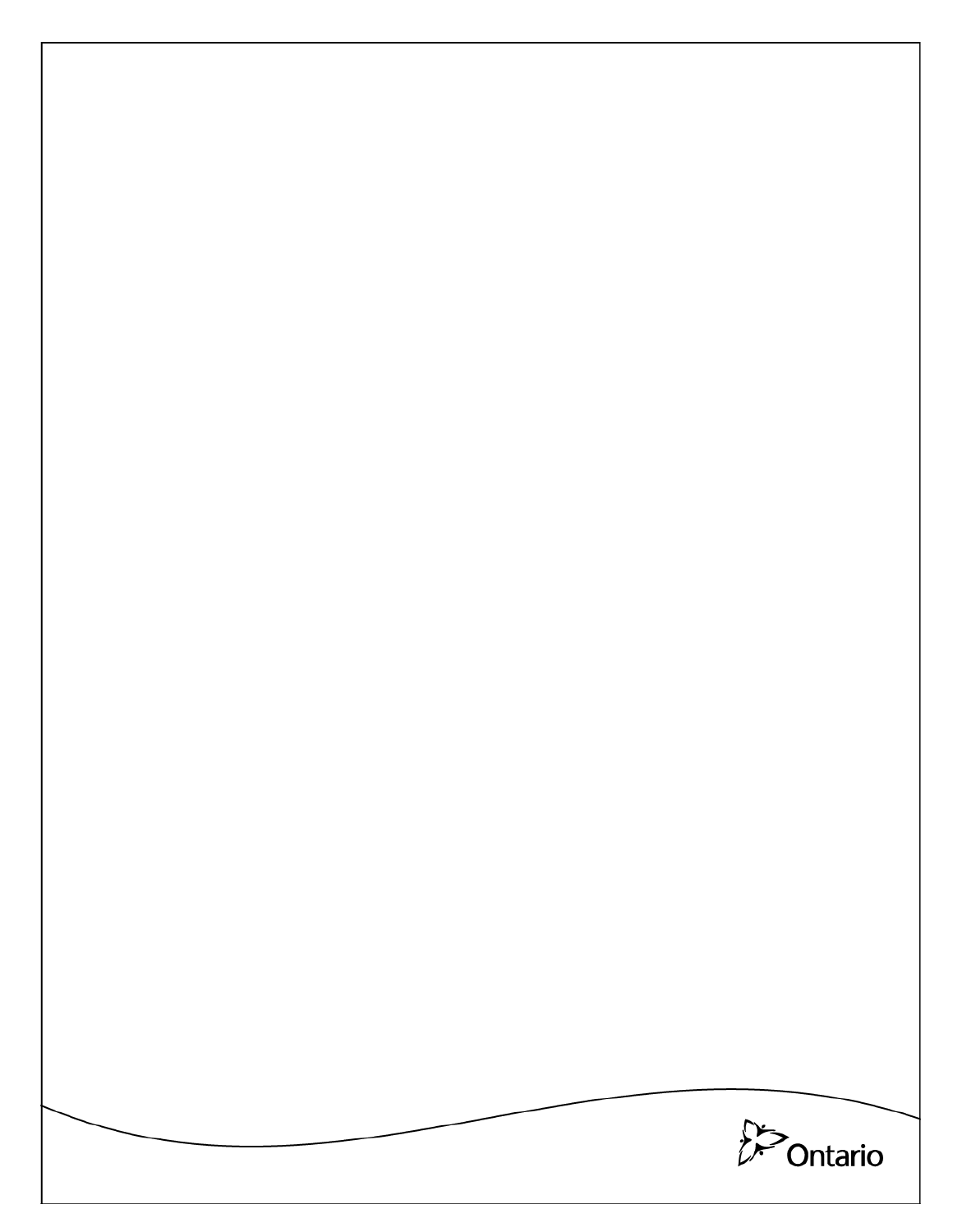Ontario